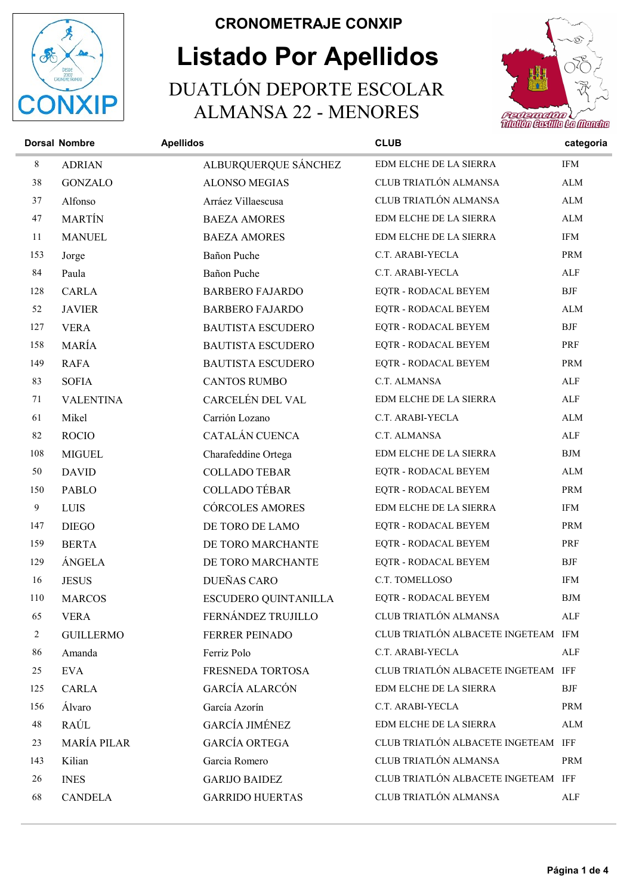# CRONOMETRAJE CONXIP

# Listado Por Apellidos

## DUATLÓN DEPORTE ESCOLAR ALMANSA 22 - MENORES

| Dorsal | Nombre | Apellidos | CLUB | categoria |
|---|---|---|---|---|
| 8 | ADRIAN | ALBURQUERQUE SÁNCHEZ | EDM ELCHE DE LA SIERRA | IFM |
| 38 | GONZALO | ALONSO MEGIAS | CLUB TRIATLÓN ALMANSA | ALM |
| 37 | Alfonso | Arráez Villaescusa | CLUB TRIATLÓN ALMANSA | ALM |
| 47 | MARTÍN | BAEZA AMORES | EDM ELCHE DE LA SIERRA | ALM |
| 11 | MANUEL | BAEZA AMORES | EDM ELCHE DE LA SIERRA | IFM |
| 153 | Jorge | Bañon Puche | C.T. ARABI-YECLA | PRM |
| 84 | Paula | Bañon Puche | C.T. ARABI-YECLA | ALF |
| 128 | CARLA | BARBERO FAJARDO | EQTR - RODACAL BEYEM | BJF |
| 52 | JAVIER | BARBERO FAJARDO | EQTR - RODACAL BEYEM | ALM |
| 127 | VERA | BAUTISTA ESCUDERO | EQTR - RODACAL BEYEM | BJF |
| 158 | MARÍA | BAUTISTA ESCUDERO | EQTR - RODACAL BEYEM | PRF |
| 149 | RAFA | BAUTISTA ESCUDERO | EQTR - RODACAL BEYEM | PRM |
| 83 | SOFIA | CANTOS RUMBO | C.T. ALMANSA | ALF |
| 71 | VALENTINA | CARCELÉN DEL VAL | EDM ELCHE DE LA SIERRA | ALF |
| 61 | Mikel | Carrión Lozano | C.T. ARABI-YECLA | ALM |
| 82 | ROCIO | CATALÁN CUENCA | C.T. ALMANSA | ALF |
| 108 | MIGUEL | Charafeddine Ortega | EDM ELCHE DE LA SIERRA | BJM |
| 50 | DAVID | COLLADO TEBAR | EQTR - RODACAL BEYEM | ALM |
| 150 | PABLO | COLLADO TÉBAR | EQTR - RODACAL BEYEM | PRM |
| 9 | LUIS | CÓRCOLES AMORES | EDM ELCHE DE LA SIERRA | IFM |
| 147 | DIEGO | DE TORO DE LAMO | EQTR - RODACAL BEYEM | PRM |
| 159 | BERTA | DE TORO MARCHANTE | EQTR - RODACAL BEYEM | PRF |
| 129 | ÁNGELA | DE TORO MARCHANTE | EQTR - RODACAL BEYEM | BJF |
| 16 | JESUS | DUEÑAS CARO | C.T. TOMELLOSO | IFM |
| 110 | MARCOS | ESCUDERO QUINTANILLA | EQTR - RODACAL BEYEM | BJM |
| 65 | VERA | FERNÁNDEZ TRUJILLO | CLUB TRIATLÓN ALMANSA | ALF |
| 2 | GUILLERMO | FERRER PEINADO | CLUB TRIATLÓN ALBACETE INGETEAM | IFM |
| 86 | Amanda | Ferriz Polo | C.T. ARABI-YECLA | ALF |
| 25 | EVA | FRESNEDA TORTOSA | CLUB TRIATLÓN ALBACETE INGETEAM | IFF |
| 125 | CARLA | GARCÍA ALARCÓN | EDM ELCHE DE LA SIERRA | BJF |
| 156 | Álvaro | García Azorín | C.T. ARABI-YECLA | PRM |
| 48 | RAÚL | GARCÍA JIMÉNEZ | EDM ELCHE DE LA SIERRA | ALM |
| 23 | MARÍA PILAR | GARCÍA ORTEGA | CLUB TRIATLÓN ALBACETE INGETEAM | IFF |
| 143 | Kilian | Garcia Romero | CLUB TRIATLÓN ALMANSA | PRM |
| 26 | INES | GARIJO BAIDEZ | CLUB TRIATLÓN ALBACETE INGETEAM | IFF |
| 68 | CANDELA | GARRIDO HUERTAS | CLUB TRIATLÓN ALMANSA | ALF |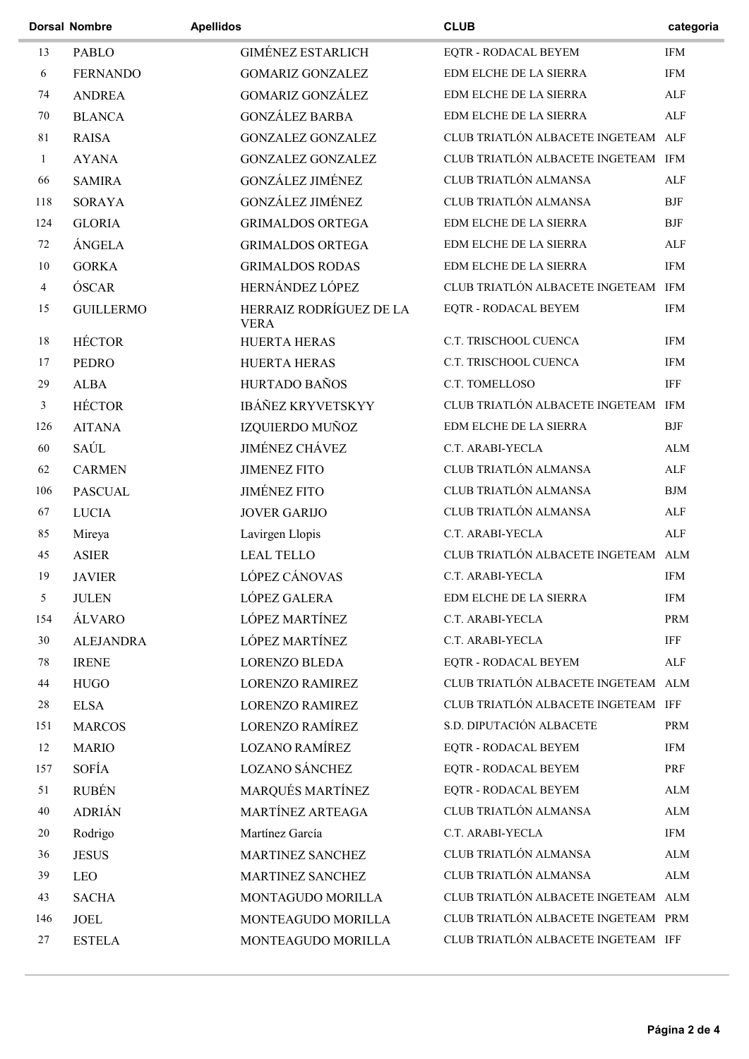| Dorsal | Nombre | Apellidos | CLUB | categoria |
|---|---|---|---|---|
| 13 | PABLO | GIMÉNEZ ESTARLICH | EQTR - RODACAL BEYEM | IFM |
| 6 | FERNANDO | GOMARIZ GONZALEZ | EDM ELCHE DE LA SIERRA | IFM |
| 74 | ANDREA | GOMARIZ GONZÁLEZ | EDM ELCHE DE LA SIERRA | ALF |
| 70 | BLANCA | GONZÁLEZ BARBA | EDM ELCHE DE LA SIERRA | ALF |
| 81 | RAISA | GONZALEZ GONZALEZ | CLUB TRIATLÓN ALBACETE INGETEAM | ALF |
| 1 | AYANA | GONZALEZ GONZALEZ | CLUB TRIATLÓN ALBACETE INGETEAM | IFM |
| 66 | SAMIRA | GONZÁLEZ JIMÉNEZ | CLUB TRIATLÓN ALMANSA | ALF |
| 118 | SORAYA | GONZÁLEZ JIMÉNEZ | CLUB TRIATLÓN ALMANSA | BJF |
| 124 | GLORIA | GRIMALDOS ORTEGA | EDM ELCHE DE LA SIERRA | BJF |
| 72 | ÁNGELA | GRIMALDOS ORTEGA | EDM ELCHE DE LA SIERRA | ALF |
| 10 | GORKA | GRIMALDOS RODAS | EDM ELCHE DE LA SIERRA | IFM |
| 4 | ÓSCAR | HERNÁNDEZ LÓPEZ | CLUB TRIATLÓN ALBACETE INGETEAM | IFM |
| 15 | GUILLERMO | HERRAIZ RODRÍGUEZ DE LA VERA | EQTR - RODACAL BEYEM | IFM |
| 18 | HÉCTOR | HUERTA HERAS | C.T. TRISCHOOL CUENCA | IFM |
| 17 | PEDRO | HUERTA HERAS | C.T. TRISCHOOL CUENCA | IFM |
| 29 | ALBA | HURTADO BAÑOS | C.T. TOMELLOSO | IFF |
| 3 | HÉCTOR | IBÁÑEZ KRYVETSKYY | CLUB TRIATLÓN ALBACETE INGETEAM | IFM |
| 126 | AITANA | IZQUIERDO MUÑOZ | EDM ELCHE DE LA SIERRA | BJF |
| 60 | SAÚL | JIMÉNEZ CHÁVEZ | C.T. ARABI-YECLA | ALM |
| 62 | CARMEN | JIMENEZ FITO | CLUB TRIATLÓN ALMANSA | ALF |
| 106 | PASCUAL | JIMÉNEZ FITO | CLUB TRIATLÓN ALMANSA | BJM |
| 67 | LUCIA | JOVER GARIJO | CLUB TRIATLÓN ALMANSA | ALF |
| 85 | Mireya | Lavirgen Llopis | C.T. ARABI-YECLA | ALF |
| 45 | ASIER | LEAL TELLO | CLUB TRIATLÓN ALBACETE INGETEAM | ALM |
| 19 | JAVIER | LÓPEZ CÁNOVAS | C.T. ARABI-YECLA | IFM |
| 5 | JULEN | LÓPEZ GALERA | EDM ELCHE DE LA SIERRA | IFM |
| 154 | ÁLVARO | LÓPEZ MARTÍNEZ | C.T. ARABI-YECLA | PRM |
| 30 | ALEJANDRA | LÓPEZ MARTÍNEZ | C.T. ARABI-YECLA | IFF |
| 78 | IRENE | LORENZO BLEDA | EQTR - RODACAL BEYEM | ALF |
| 44 | HUGO | LORENZO RAMIREZ | CLUB TRIATLÓN ALBACETE INGETEAM | ALM |
| 28 | ELSA | LORENZO RAMIREZ | CLUB TRIATLÓN ALBACETE INGETEAM | IFF |
| 151 | MARCOS | LORENZO RAMÍREZ | S.D. DIPUTACIÓN ALBACETE | PRM |
| 12 | MARIO | LOZANO RAMÍREZ | EQTR - RODACAL BEYEM | IFM |
| 157 | SOFÍA | LOZANO SÁNCHEZ | EQTR - RODACAL BEYEM | PRF |
| 51 | RUBÉN | MARQUÉS MARTÍNEZ | EQTR - RODACAL BEYEM | ALM |
| 40 | ADRIÁN | MARTÍNEZ ARTEAGA | CLUB TRIATLÓN ALMANSA | ALM |
| 20 | Rodrigo | Martínez García | C.T. ARABI-YECLA | IFM |
| 36 | JESUS | MARTINEZ SANCHEZ | CLUB TRIATLÓN ALMANSA | ALM |
| 39 | LEO | MARTINEZ SANCHEZ | CLUB TRIATLÓN ALMANSA | ALM |
| 43 | SACHA | MONTAGUDO MORILLA | CLUB TRIATLÓN ALBACETE INGETEAM | ALM |
| 146 | JOEL | MONTEAGUDO MORILLA | CLUB TRIATLÓN ALBACETE INGETEAM | PRM |
| 27 | ESTELA | MONTEAGUDO MORILLA | CLUB TRIATLÓN ALBACETE INGETEAM | IFF |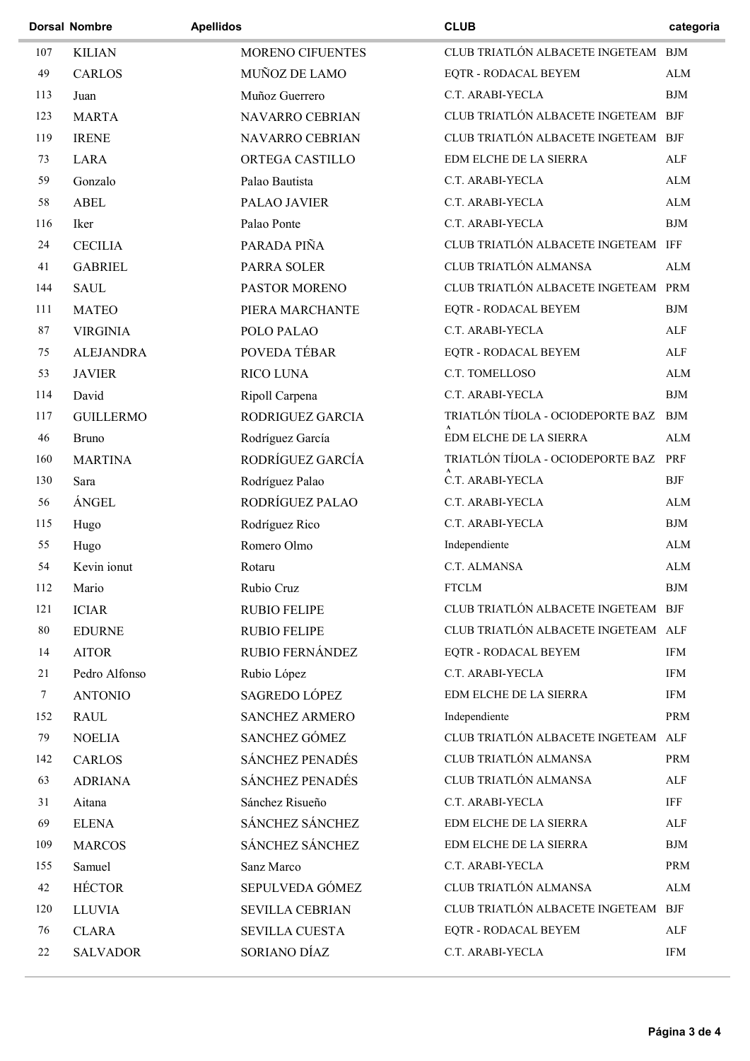| Dorsal | Nombre | Apellidos | CLUB | categoria |
|---|---|---|---|---|
| 107 | KILIAN | MORENO CIFUENTES | CLUB TRIATLÓN ALBACETE INGETEAM | BJM |
| 49 | CARLOS | MUÑOZ DE LAMO | EQTR - RODACAL BEYEM | ALM |
| 113 | Juan | Muñoz Guerrero | C.T. ARABI-YECLA | BJM |
| 123 | MARTA | NAVARRO CEBRIAN | CLUB TRIATLÓN ALBACETE INGETEAM | BJF |
| 119 | IRENE | NAVARRO CEBRIAN | CLUB TRIATLÓN ALBACETE INGETEAM | BJF |
| 73 | LARA | ORTEGA CASTILLO | EDM ELCHE DE LA SIERRA | ALF |
| 59 | Gonzalo | Palao Bautista | C.T. ARABI-YECLA | ALM |
| 58 | ABEL | PALAO JAVIER | C.T. ARABI-YECLA | ALM |
| 116 | Iker | Palao Ponte | C.T. ARABI-YECLA | BJM |
| 24 | CECILIA | PARADA PIÑA | CLUB TRIATLÓN ALBACETE INGETEAM | IFF |
| 41 | GABRIEL | PARRA SOLER | CLUB TRIATLÓN ALMANSA | ALM |
| 144 | SAUL | PASTOR MORENO | CLUB TRIATLÓN ALBACETE INGETEAM | PRM |
| 111 | MATEO | PIERA MARCHANTE | EQTR - RODACAL BEYEM | BJM |
| 87 | VIRGINIA | POLO PALAO | C.T. ARABI-YECLA | ALF |
| 75 | ALEJANDRA | POVEDA TÉBAR | EQTR - RODACAL BEYEM | ALF |
| 53 | JAVIER | RICO LUNA | C.T. TOMELLOSO | ALM |
| 114 | David | Ripoll Carpena | C.T. ARABI-YECLA | BJM |
| 117 | GUILLERMO | RODRIGUEZ GARCIA | TRIATLÓN TÍJOLA - OCIODEPORTE BAZA | BJM |
| 46 | Bruno | Rodríguez García | EDM ELCHE DE LA SIERRA | ALM |
| 160 | MARTINA | RODRÍGUEZ GARCÍA | TRIATLÓN TÍJOLA - OCIODEPORTE BAZA | PRF |
| 130 | Sara | Rodríguez Palao | C.T. ARABI-YECLA | BJF |
| 56 | ÁNGEL | RODRÍGUEZ PALAO | C.T. ARABI-YECLA | ALM |
| 115 | Hugo | Rodríguez Rico | C.T. ARABI-YECLA | BJM |
| 55 | Hugo | Romero Olmo | Independiente | ALM |
| 54 | Kevin ionut | Rotaru | C.T. ALMANSA | ALM |
| 112 | Mario | Rubio Cruz | FTCLM | BJM |
| 121 | ICIAR | RUBIO FELIPE | CLUB TRIATLÓN ALBACETE INGETEAM | BJF |
| 80 | EDURNE | RUBIO FELIPE | CLUB TRIATLÓN ALBACETE INGETEAM | ALF |
| 14 | AITOR | RUBIO FERNÁNDEZ | EQTR - RODACAL BEYEM | IFM |
| 21 | Pedro Alfonso | Rubio López | C.T. ARABI-YECLA | IFM |
| 7 | ANTONIO | SAGREDO LÓPEZ | EDM ELCHE DE LA SIERRA | IFM |
| 152 | RAUL | SANCHEZ ARMERO | Independiente | PRM |
| 79 | NOELIA | SANCHEZ GÓMEZ | CLUB TRIATLÓN ALBACETE INGETEAM | ALF |
| 142 | CARLOS | SÁNCHEZ PENADÉS | CLUB TRIATLÓN ALMANSA | PRM |
| 63 | ADRIANA | SÁNCHEZ PENADÉS | CLUB TRIATLÓN ALMANSA | ALF |
| 31 | Aitana | Sánchez Risueño | C.T. ARABI-YECLA | IFF |
| 69 | ELENA | SÁNCHEZ SÁNCHEZ | EDM ELCHE DE LA SIERRA | ALF |
| 109 | MARCOS | SÁNCHEZ SÁNCHEZ | EDM ELCHE DE LA SIERRA | BJM |
| 155 | Samuel | Sanz Marco | C.T. ARABI-YECLA | PRM |
| 42 | HÉCTOR | SEPULVEDA GÓMEZ | CLUB TRIATLÓN ALMANSA | ALM |
| 120 | LLUVIA | SEVILLA CEBRIAN | CLUB TRIATLÓN ALBACETE INGETEAM | BJF |
| 76 | CLARA | SEVILLA CUESTA | EQTR - RODACAL BEYEM | ALF |
| 22 | SALVADOR | SORIANO DÍAZ | C.T. ARABI-YECLA | IFM |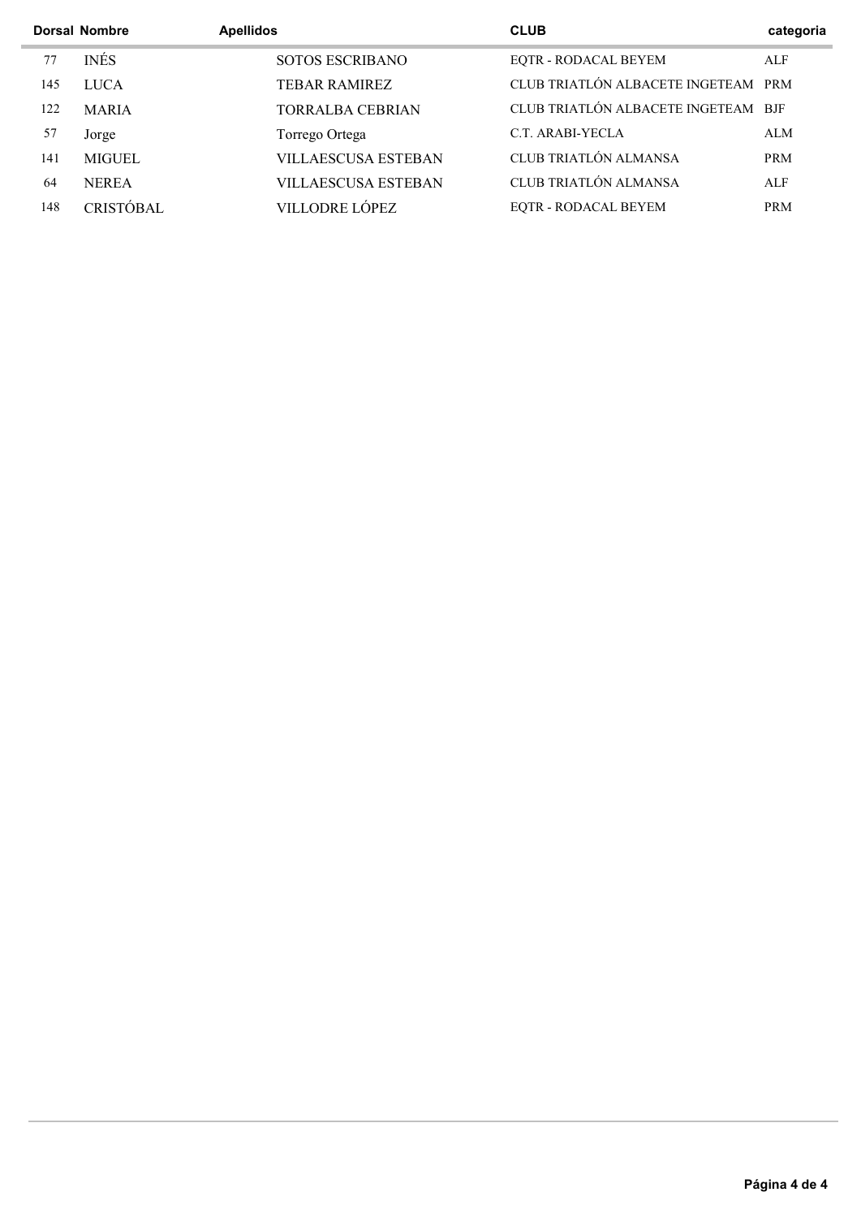| Dorsal | Nombre | Apellidos | CLUB | categoria |
| --- | --- | --- | --- | --- |
| 77 | INÉS | SOTOS ESCRIBANO | EQTR - RODACAL BEYEM | ALF |
| 145 | LUCA | TEBAR RAMIREZ | CLUB TRIATLÓN ALBACETE INGETEAM | PRM |
| 122 | MARIA | TORRALBA CEBRIAN | CLUB TRIATLÓN ALBACETE INGETEAM | BJF |
| 57 | Jorge | Torrego Ortega | C.T. ARABI-YECLA | ALM |
| 141 | MIGUEL | VILLAESCUSA ESTEBAN | CLUB TRIATLÓN ALMANSA | PRM |
| 64 | NEREA | VILLAESCUSA ESTEBAN | CLUB TRIATLÓN ALMANSA | ALF |
| 148 | CRISTÓBAL | VILLODRE LÓPEZ | EQTR - RODACAL BEYEM | PRM |